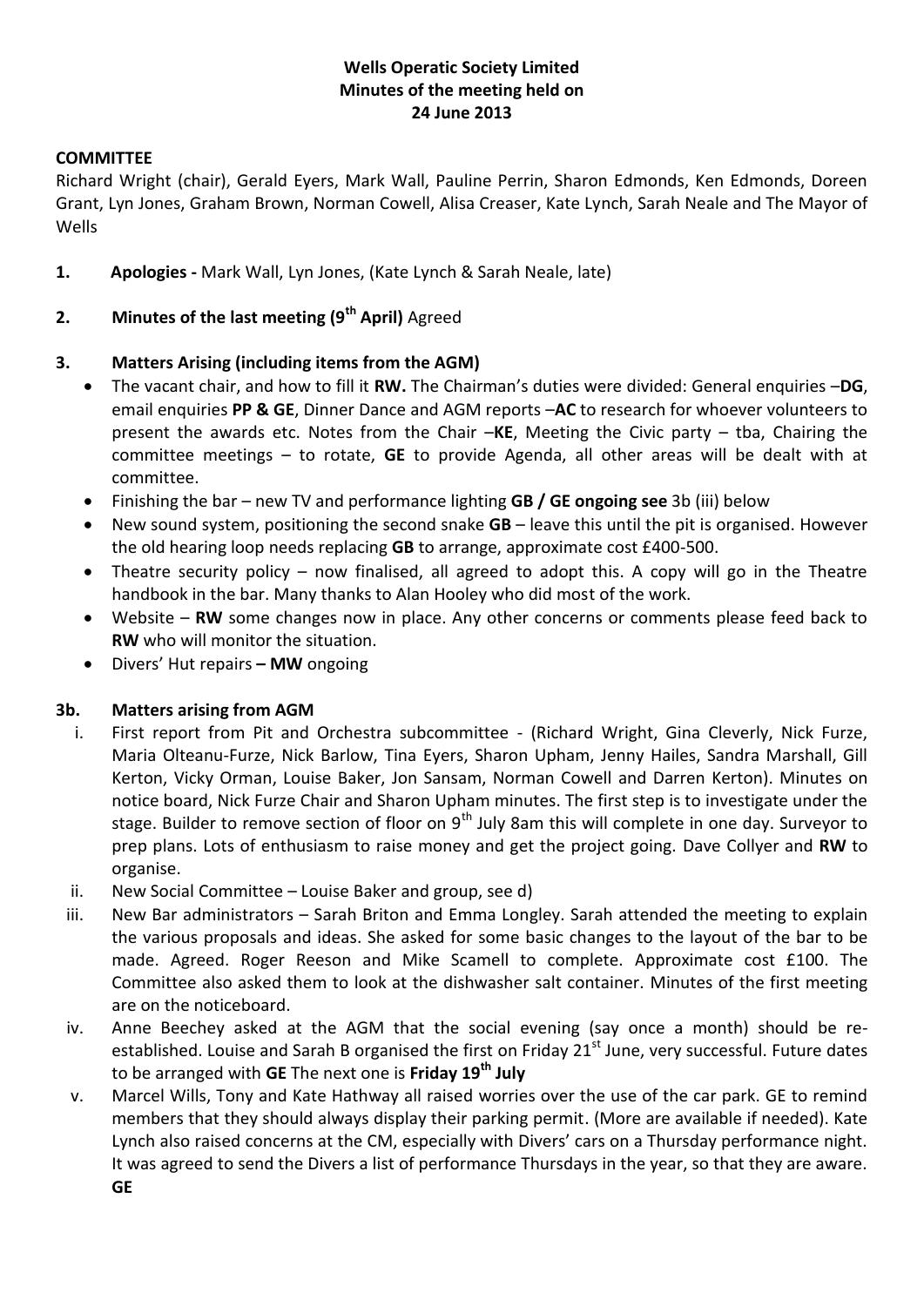**Wells Operatic Society Limited**
**Minutes of the meeting held on**
**24 June 2013**

**COMMITTEE**

Richard Wright (chair), Gerald Eyers, Mark Wall, Pauline Perrin, Sharon Edmonds, Ken Edmonds, Doreen Grant, Lyn Jones, Graham Brown, Norman Cowell, Alisa Creaser, Kate Lynch, Sarah Neale and The Mayor of Wells

1. **Apologies -** Mark Wall, Lyn Jones, (Kate Lynch & Sarah Neale, late)

2. **Minutes of the last meeting (9th April)** Agreed

3. **Matters Arising (including items from the AGM)**
   - The vacant chair, and how to fill it **RW.** The Chairman's duties were divided: General enquiries –**DG**, email enquiries **PP & GE**, Dinner Dance and AGM reports –**AC** to research for whoever volunteers to present the awards etc. Notes from the Chair –**KE**, Meeting the Civic party – tba, Chairing the committee meetings – to rotate, **GE** to provide Agenda, all other areas will be dealt with at committee.
   - Finishing the bar – new TV and performance lighting **GB / GE ongoing see** 3b (iii) below
   - New sound system, positioning the second snake **GB** – leave this until the pit is organised. However the old hearing loop needs replacing **GB** to arrange, approximate cost £400-500.
   - Theatre security policy – now finalised, all agreed to adopt this. A copy will go in the Theatre handbook in the bar. Many thanks to Alan Hooley who did most of the work.
   - Website – **RW** some changes now in place. Any other concerns or comments please feed back to **RW** who will monitor the situation.
   - Divers' Hut repairs **– MW** ongoing

**3b. Matters arising from AGM**

i. First report from Pit and Orchestra subcommittee - (Richard Wright, Gina Cleverly, Nick Furze, Maria Olteanu-Furze, Nick Barlow, Tina Eyers, Sharon Upham, Jenny Hailes, Sandra Marshall, Gill Kerton, Vicky Orman, Louise Baker, Jon Sansam, Norman Cowell and Darren Kerton). Minutes on notice board, Nick Furze Chair and Sharon Upham minutes. The first step is to investigate under the stage. Builder to remove section of floor on 9th July 8am this will complete in one day. Surveyor to prep plans. Lots of enthusiasm to raise money and get the project going. Dave Collyer and **RW** to organise.

ii. New Social Committee – Louise Baker and group, see d)

iii. New Bar administrators – Sarah Briton and Emma Longley. Sarah attended the meeting to explain the various proposals and ideas. She asked for some basic changes to the layout of the bar to be made. Agreed. Roger Reeson and Mike Scamell to complete. Approximate cost £100. The Committee also asked them to look at the dishwasher salt container. Minutes of the first meeting are on the noticeboard.

iv. Anne Beechey asked at the AGM that the social evening (say once a month) should be re-established. Louise and Sarah B organised the first on Friday 21st June, very successful. Future dates to be arranged with **GE** The next one is **Friday 19th July**

v. Marcel Wills, Tony and Kate Hathway all raised worries over the use of the car park. GE to remind members that they should always display their parking permit. (More are available if needed). Kate Lynch also raised concerns at the CM, especially with Divers' cars on a Thursday performance night. It was agreed to send the Divers a list of performance Thursdays in the year, so that they are aware. **GE**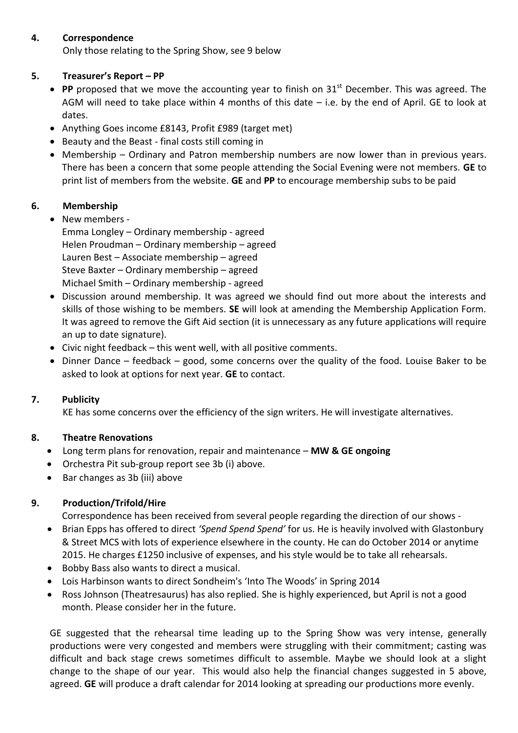**4. Correspondence**

Only those relating to the Spring Show, see 9 below

**5. Treasurer's Report – PP**

- **PP** proposed that we move the accounting year to finish on 31st December. This was agreed. The AGM will need to take place within 4 months of this date – i.e. by the end of April. GE to look at dates.
- Anything Goes income £8143, Profit £989 (target met)
- Beauty and the Beast - final costs still coming in
- Membership – Ordinary and Patron membership numbers are now lower than in previous years. There has been a concern that some people attending the Social Evening were not members. **GE** to print list of members from the website. **GE** and **PP** to encourage membership subs to be paid

**6. Membership**

- New members -
  Emma Longley – Ordinary membership - agreed
  Helen Proudman – Ordinary membership – agreed
  Lauren Best – Associate membership – agreed
  Steve Baxter – Ordinary membership – agreed
  Michael Smith – Ordinary membership - agreed
- Discussion around membership. It was agreed we should find out more about the interests and skills of those wishing to be members. **SE** will look at amending the Membership Application Form. It was agreed to remove the Gift Aid section (it is unnecessary as any future applications will require an up to date signature).
- Civic night feedback – this went well, with all positive comments.
- Dinner Dance – feedback – good, some concerns over the quality of the food. Louise Baker to be asked to look at options for next year. **GE** to contact.

**7. Publicity**

KE has some concerns over the efficiency of the sign writers. He will investigate alternatives.

**8. Theatre Renovations**

- Long term plans for renovation, repair and maintenance – **MW & GE ongoing**
- Orchestra Pit sub-group report see 3b (i) above.
- Bar changes as 3b (iii) above

**9. Production/Trifold/Hire**

Correspondence has been received from several people regarding the direction of our shows -

- Brian Epps has offered to direct *'Spend Spend Spend'* for us. He is heavily involved with Glastonbury & Street MCS with lots of experience elsewhere in the county. He can do October 2014 or anytime 2015. He charges £1250 inclusive of expenses, and his style would be to take all rehearsals.
- Bobby Bass also wants to direct a musical.
- Lois Harbinson wants to direct Sondheim's 'Into The Woods' in Spring 2014
- Ross Johnson (Theatresaurus) has also replied. She is highly experienced, but April is not a good month. Please consider her in the future.

GE suggested that the rehearsal time leading up to the Spring Show was very intense, generally productions were very congested and members were struggling with their commitment; casting was difficult and back stage crews sometimes difficult to assemble. Maybe we should look at a slight change to the shape of our year. This would also help the financial changes suggested in 5 above, agreed. **GE** will produce a draft calendar for 2014 looking at spreading our productions more evenly.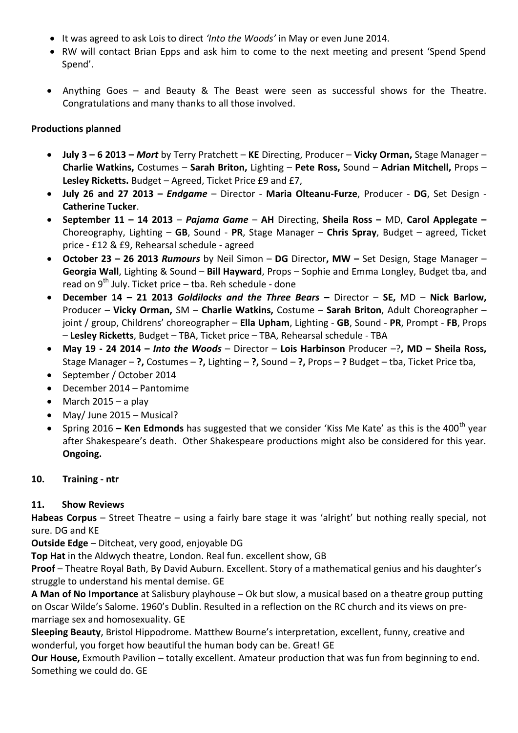- It was agreed to ask Lois to direct *'Into the Woods'* in May or even June 2014.
- RW will contact Brian Epps and ask him to come to the next meeting and present 'Spend Spend Spend'.

- Anything Goes – and Beauty & The Beast were seen as successful shows for the Theatre. Congratulations and many thanks to all those involved.

**Productions planned**

- **July 3 – 6 2013 – *Mort*** by Terry Pratchett – **KE** Directing, Producer – **Vicky Orman,** Stage Manager – **Charlie Watkins,** Costumes – **Sarah Briton,** Lighting – **Pete Ross,** Sound – **Adrian Mitchell,** Props – **Lesley Ricketts.** Budget – Agreed, Ticket Price £9 and £7,
- **July 26 and 27 2013 – *Endgame*** – Director - **Maria Olteanu-Furze**, Producer - **DG**, Set Design - **Catherine Tucker**.
- **September 11 – 14 2013** – ***Pajama Game*** – **AH** Directing, **Sheila Ross –** MD, **Carol Applegate –** Choreography, Lighting – **GB**, Sound - **PR**, Stage Manager – **Chris Spray**, Budget – agreed, Ticket price - £12 & £9, Rehearsal schedule - agreed
- **October 23 – 26 2013 *Rumours*** by Neil Simon – **DG** Director**, MW –** Set Design, Stage Manager – **Georgia Wall**, Lighting & Sound – **Bill Hayward**, Props – Sophie and Emma Longley, Budget tba, and read on 9th July. Ticket price – tba. Reh schedule - done
- **December 14 – 21 2013 *Goldilocks and the Three Bears* –** Director – **SE,** MD – **Nick Barlow,** Producer – **Vicky Orman,** SM – **Charlie Watkins,** Costume – **Sarah Briton**, Adult Choreographer – joint / group, Childrens' choreographer – **Ella Upham**, Lighting - **GB**, Sound - **PR**, Prompt - **FB**, Props – **Lesley Ricketts**, Budget – TBA, Ticket price – TBA, Rehearsal schedule - TBA
- **May 19 - 24 2014 – *Into the Woods*** – Director – **Lois Harbinson** Producer –?**, MD – Sheila Ross,** Stage Manager – **?,** Costumes – **?,** Lighting – **?,** Sound – **?,** Props – **?** Budget – tba, Ticket Price tba,
- September / October 2014
- December 2014 – Pantomime
- March 2015 – a play
- May/ June 2015 – Musical?
- Spring 2016 **– Ken Edmonds** has suggested that we consider 'Kiss Me Kate' as this is the 400th year after Shakespeare's death. Other Shakespeare productions might also be considered for this year. **Ongoing.**

### 10. Training - ntr

### 11. Show Reviews

**Habeas Corpus** – Street Theatre – using a fairly bare stage it was 'alright' but nothing really special, not sure. DG and KE

**Outside Edge** – Ditcheat, very good, enjoyable DG

**Top Hat** in the Aldwych theatre, London. Real fun. excellent show, GB

**Proof** – Theatre Royal Bath, By David Auburn. Excellent. Story of a mathematical genius and his daughter's struggle to understand his mental demise. GE

**A Man of No Importance** at Salisbury playhouse – Ok but slow, a musical based on a theatre group putting on Oscar Wilde's Salome. 1960's Dublin. Resulted in a reflection on the RC church and its views on pre-marriage sex and homosexuality. GE

**Sleeping Beauty**, Bristol Hippodrome. Matthew Bourne's interpretation, excellent, funny, creative and wonderful, you forget how beautiful the human body can be. Great! GE

**Our House,** Exmouth Pavilion – totally excellent. Amateur production that was fun from beginning to end. Something we could do. GE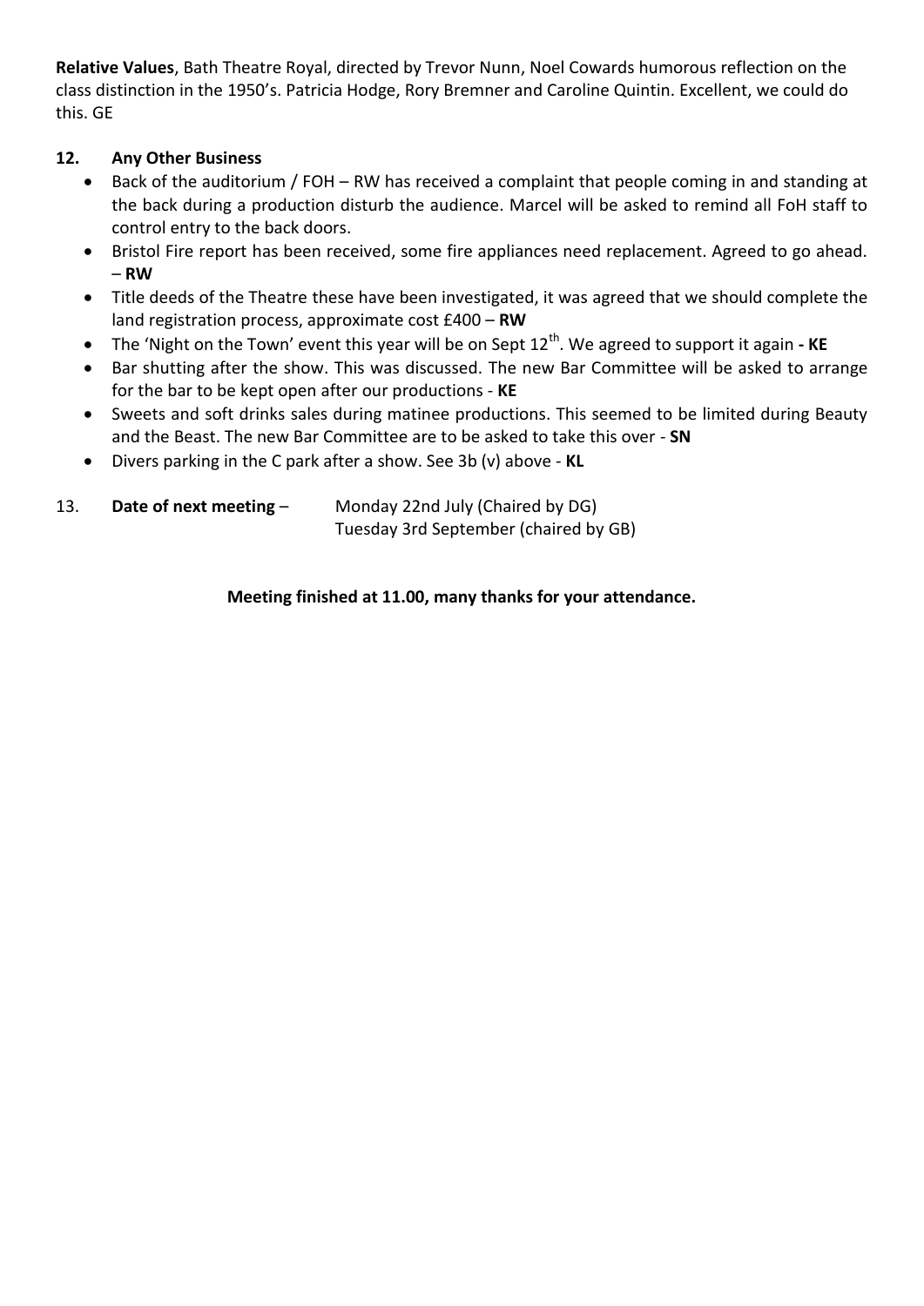**Relative Values**, Bath Theatre Royal, directed by Trevor Nunn, Noel Cowards humorous reflection on the class distinction in the 1950's. Patricia Hodge, Rory Bremner and Caroline Quintin. Excellent, we could do this. GE

**12. Any Other Business**

- Back of the auditorium / FOH – RW has received a complaint that people coming in and standing at the back during a production disturb the audience. Marcel will be asked to remind all FoH staff to control entry to the back doors.
- Bristol Fire report has been received, some fire appliances need replacement. Agreed to go ahead. – **RW**
- Title deeds of the Theatre these have been investigated, it was agreed that we should complete the land registration process, approximate cost £400 – **RW**
- The 'Night on the Town' event this year will be on Sept 12th. We agreed to support it again **- KE**
- Bar shutting after the show. This was discussed. The new Bar Committee will be asked to arrange for the bar to be kept open after our productions - **KE**
- Sweets and soft drinks sales during matinee productions. This seemed to be limited during Beauty and the Beast. The new Bar Committee are to be asked to take this over - **SN**
- Divers parking in the C park after a show. See 3b (v) above - **KL**

13. **Date of next meeting** – Monday 22nd July (Chaired by DG)
Tuesday 3rd September (chaired by GB)

**Meeting finished at 11.00, many thanks for your attendance.**